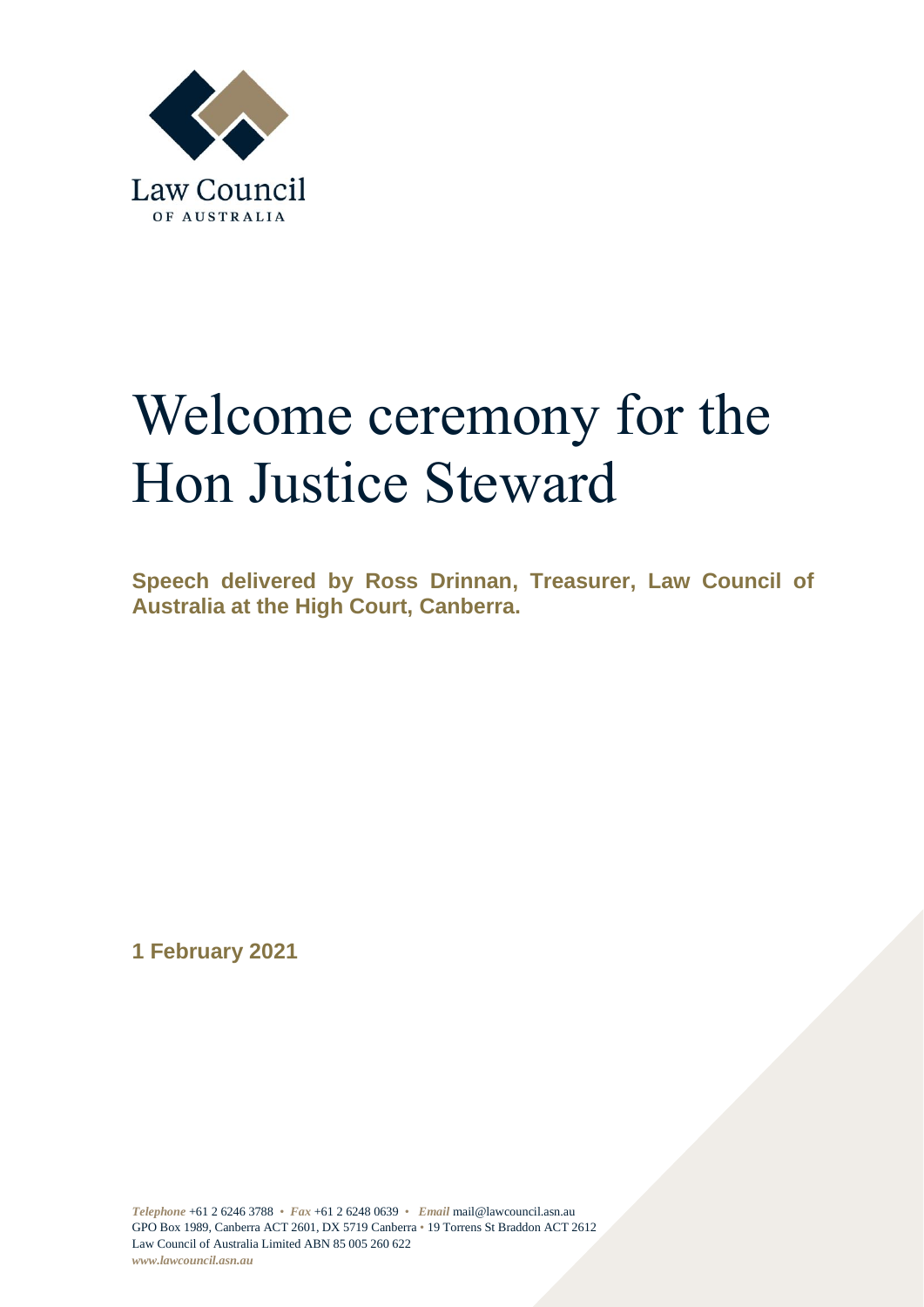Law Council
OF AUSTRALIA

# Welcome ceremony for the Hon Justice Steward

**Speech delivered by Ross Drinnan, Treasurer, Law Council of Australia at the High Court, Canberra.**

**1 February 2021**

*Telephone* +61 2 6246 3788 • *Fax* +61 2 6248 0639 • *Email* mail@lawcouncil.asn.au
GPO Box 1989, Canberra ACT 2601, DX 5719 Canberra • 19 Torrens St Braddon ACT 2612
Law Council of Australia Limited ABN 85 005 260 622
*www.lawcouncil.asn.au*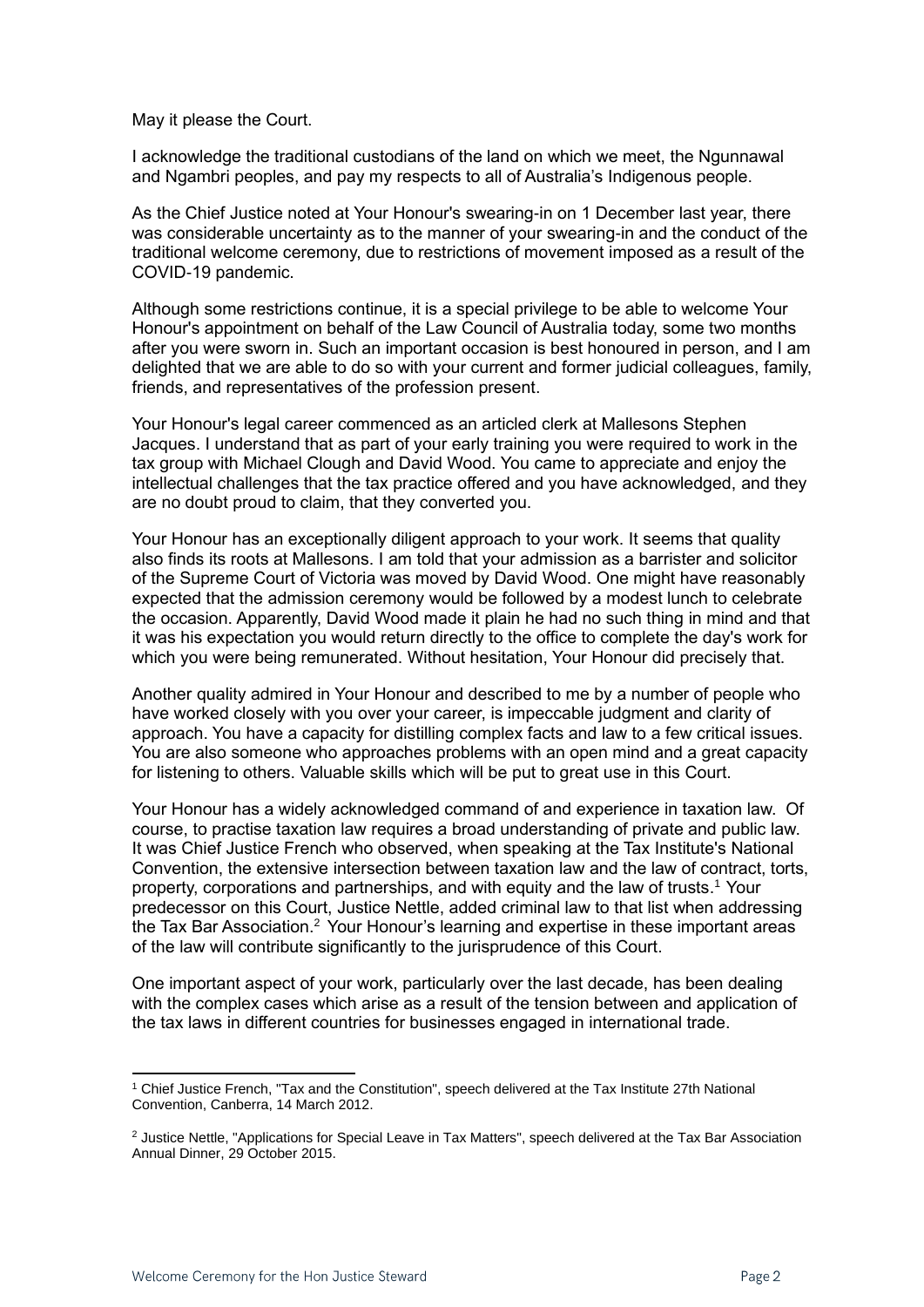May it please the Court.

I acknowledge the traditional custodians of the land on which we meet, the Ngunnawal and Ngambri peoples, and pay my respects to all of Australia's Indigenous people.

As the Chief Justice noted at Your Honour's swearing-in on 1 December last year, there was considerable uncertainty as to the manner of your swearing-in and the conduct of the traditional welcome ceremony, due to restrictions of movement imposed as a result of the COVID-19 pandemic.

Although some restrictions continue, it is a special privilege to be able to welcome Your Honour's appointment on behalf of the Law Council of Australia today, some two months after you were sworn in. Such an important occasion is best honoured in person, and I am delighted that we are able to do so with your current and former judicial colleagues, family, friends, and representatives of the profession present.

Your Honour's legal career commenced as an articled clerk at Mallesons Stephen Jacques. I understand that as part of your early training you were required to work in the tax group with Michael Clough and David Wood. You came to appreciate and enjoy the intellectual challenges that the tax practice offered and you have acknowledged, and they are no doubt proud to claim, that they converted you.

Your Honour has an exceptionally diligent approach to your work. It seems that quality also finds its roots at Mallesons. I am told that your admission as a barrister and solicitor of the Supreme Court of Victoria was moved by David Wood. One might have reasonably expected that the admission ceremony would be followed by a modest lunch to celebrate the occasion. Apparently, David Wood made it plain he had no such thing in mind and that it was his expectation you would return directly to the office to complete the day's work for which you were being remunerated. Without hesitation, Your Honour did precisely that.

Another quality admired in Your Honour and described to me by a number of people who have worked closely with you over your career, is impeccable judgment and clarity of approach. You have a capacity for distilling complex facts and law to a few critical issues. You are also someone who approaches problems with an open mind and a great capacity for listening to others. Valuable skills which will be put to great use in this Court.

Your Honour has a widely acknowledged command of and experience in taxation law. Of course, to practise taxation law requires a broad understanding of private and public law. It was Chief Justice French who observed, when speaking at the Tax Institute's National Convention, the extensive intersection between taxation law and the law of contract, torts, property, corporations and partnerships, and with equity and the law of trusts.[1] Your predecessor on this Court, Justice Nettle, added criminal law to that list when addressing the Tax Bar Association.[2] Your Honour's learning and expertise in these important areas of the law will contribute significantly to the jurisprudence of this Court.

One important aspect of your work, particularly over the last decade, has been dealing with the complex cases which arise as a result of the tension between and application of the tax laws in different countries for businesses engaged in international trade.

---

[1] Chief Justice French, "Tax and the Constitution", speech delivered at the Tax Institute 27th National Convention, Canberra, 14 March 2012.

[2] Justice Nettle, "Applications for Special Leave in Tax Matters", speech delivered at the Tax Bar Association Annual Dinner, 29 October 2015.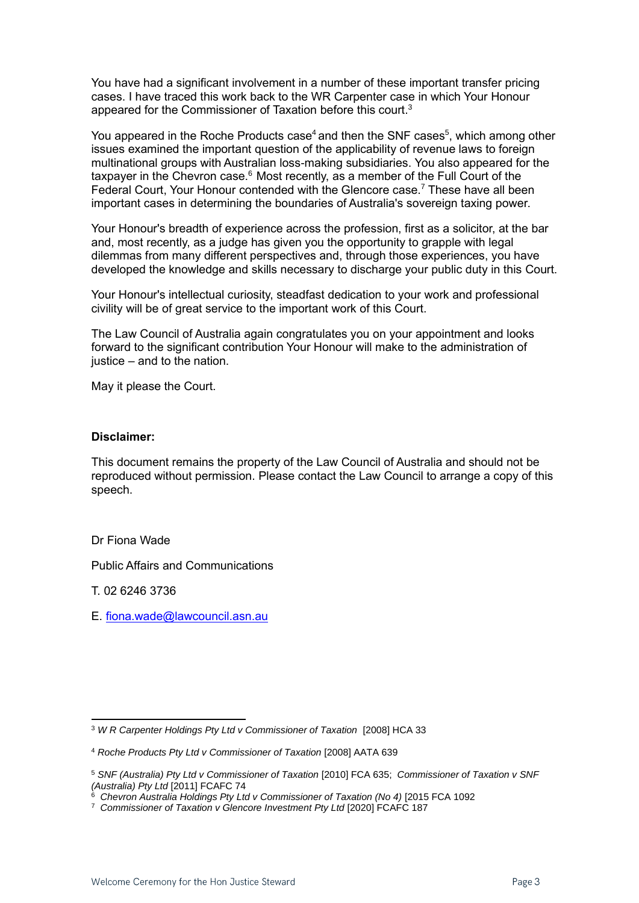You have had a significant involvement in a number of these important transfer pricing cases. I have traced this work back to the WR Carpenter case in which Your Honour appeared for the Commissioner of Taxation before this court.[3]

You appeared in the Roche Products case[4] and then the SNF cases[5], which among other issues examined the important question of the applicability of revenue laws to foreign multinational groups with Australian loss-making subsidiaries. You also appeared for the taxpayer in the Chevron case.[6] Most recently, as a member of the Full Court of the Federal Court, Your Honour contended with the Glencore case.[7] These have all been important cases in determining the boundaries of Australia's sovereign taxing power.

Your Honour's breadth of experience across the profession, first as a solicitor, at the bar and, most recently, as a judge has given you the opportunity to grapple with legal dilemmas from many different perspectives and, through those experiences, you have developed the knowledge and skills necessary to discharge your public duty in this Court.

Your Honour's intellectual curiosity, steadfast dedication to your work and professional civility will be of great service to the important work of this Court.

The Law Council of Australia again congratulates you on your appointment and looks forward to the significant contribution Your Honour will make to the administration of justice – and to the nation.

May it please the Court.

**Disclaimer:**

This document remains the property of the Law Council of Australia and should not be reproduced without permission. Please contact the Law Council to arrange a copy of this speech.

Dr Fiona Wade

Public Affairs and Communications

T. 02 6246 3736

E. fiona.wade@lawcouncil.asn.au

---

[3] *W R Carpenter Holdings Pty Ltd v Commissioner of Taxation* [2008] HCA 33

[4] *Roche Products Pty Ltd v Commissioner of Taxation* [2008] AATA 639

[5] *SNF (Australia) Pty Ltd v Commissioner of Taxation* [2010] FCA 635; *Commissioner of Taxation v SNF (Australia) Pty Ltd* [2011] FCAFC 74

[6] *Chevron Australia Holdings Pty Ltd v Commissioner of Taxation (No 4)* [2015 FCA 1092

[7] *Commissioner of Taxation v Glencore Investment Pty Ltd* [2020] FCAFC 187